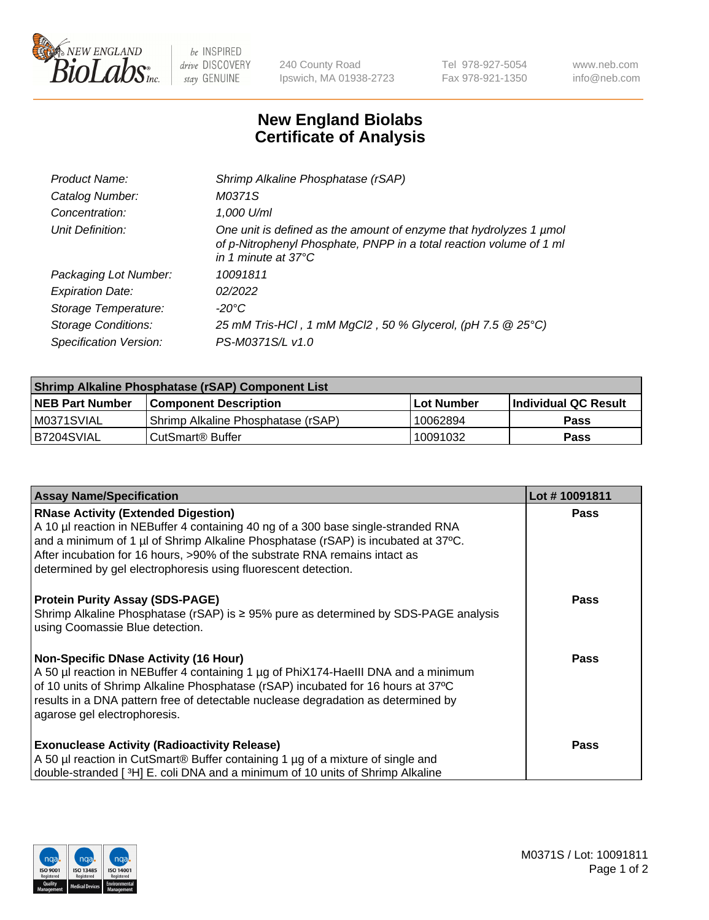# New England Biolabs Certificate of Analysis

| | |
|---|---|
| *Product Name:* | *Shrimp Alkaline Phosphatase (rSAP)* |
| *Catalog Number:* | *M0371S* |
| *Concentration:* | *1,000 U/ml* |
| *Unit Definition:* | *One unit is defined as the amount of enzyme that hydrolyzes 1 µmol of p-Nitrophenyl Phosphate, PNPP in a total reaction volume of 1 ml in 1 minute at 37°C* |
| *Packaging Lot Number:* | *10091811* |
| *Expiration Date:* | *02/2022* |
| *Storage Temperature:* | *-20°C* |
| *Storage Conditions:* | *25 mM Tris-HCl , 1 mM MgCl2 , 50 % Glycerol, (pH 7.5 @ 25°C)* |
| *Specification Version:* | *PS-M0371S/L v1.0* |

| Shrimp Alkaline Phosphatase (rSAP) Component List | | | |
|---|---|---|---|
| **NEB Part Number** | **Component Description** | **Lot Number** | **Individual QC Result** |
| M0371SVIAL | Shrimp Alkaline Phosphatase (rSAP) | 10062894 | **Pass** |
| B7204SVIAL | CutSmart® Buffer | 10091032 | **Pass** |

| Assay Name/Specification | Lot # 10091811 |
|---|---|
| **RNase Activity (Extended Digestion)**<br>A 10 µl reaction in NEBuffer 4 containing 40 ng of a 300 base single-stranded RNA and a minimum of 1 µl of Shrimp Alkaline Phosphatase (rSAP) is incubated at 37ºC. After incubation for 16 hours, >90% of the substrate RNA remains intact as determined by gel electrophoresis using fluorescent detection. | **Pass** |
| **Protein Purity Assay (SDS-PAGE)**<br>Shrimp Alkaline Phosphatase (rSAP) is ≥ 95% pure as determined by SDS-PAGE analysis using Coomassie Blue detection. | **Pass** |
| **Non-Specific DNase Activity (16 Hour)**<br>A 50 µl reaction in NEBuffer 4 containing 1 µg of PhiX174-HaeIII DNA and a minimum of 10 units of Shrimp Alkaline Phosphatase (rSAP) incubated for 16 hours at 37ºC results in a DNA pattern free of detectable nuclease degradation as determined by agarose gel electrophoresis. | **Pass** |
| **Exonuclease Activity (Radioactivity Release)**<br>A 50 µl reaction in CutSmart® Buffer containing 1 µg of a mixture of single and double-stranded [ $^3$H] E. coli DNA and a minimum of 10 units of Shrimp Alkaline | **Pass** |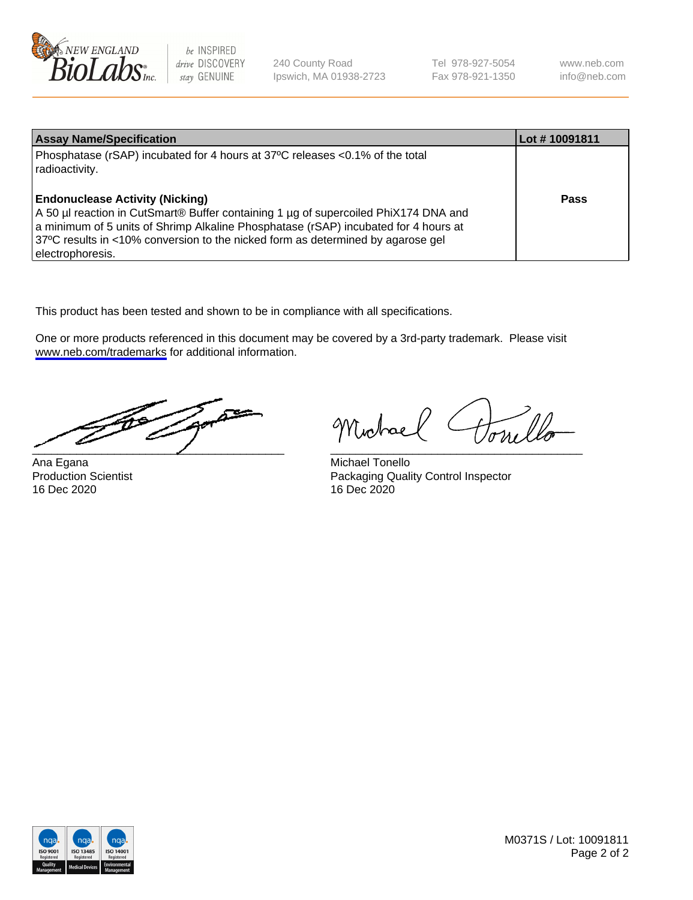NEW ENGLAND BioLabs Inc. — be INSPIRED drive DISCOVERY stay GENUINE

240 County Road
Ipswich, MA 01938-2723

Tel 978-927-5054
Fax 978-921-1350

www.neb.com
info@neb.com

| Assay Name/Specification | Lot # 10091811 |
| --- | --- |
| Phosphatase (rSAP) incubated for 4 hours at 37ºC releases <0.1% of the total radioactivity. | |
| **Endonuclease Activity (Nicking)**<br>A 50 µl reaction in CutSmart® Buffer containing 1 µg of supercoiled PhiX174 DNA and a minimum of 5 units of Shrimp Alkaline Phosphatase (rSAP) incubated for 4 hours at 37ºC results in <10% conversion to the nicked form as determined by agarose gel electrophoresis. | **Pass** |

This product has been tested and shown to be in compliance with all specifications.

One or more products referenced in this document may be covered by a 3rd-party trademark. Please visit www.neb.com/trademarks for additional information.

Ana Egana
Production Scientist
16 Dec 2020

Michael Tonello
Packaging Quality Control Inspector
16 Dec 2020

M0371S / Lot: 10091811